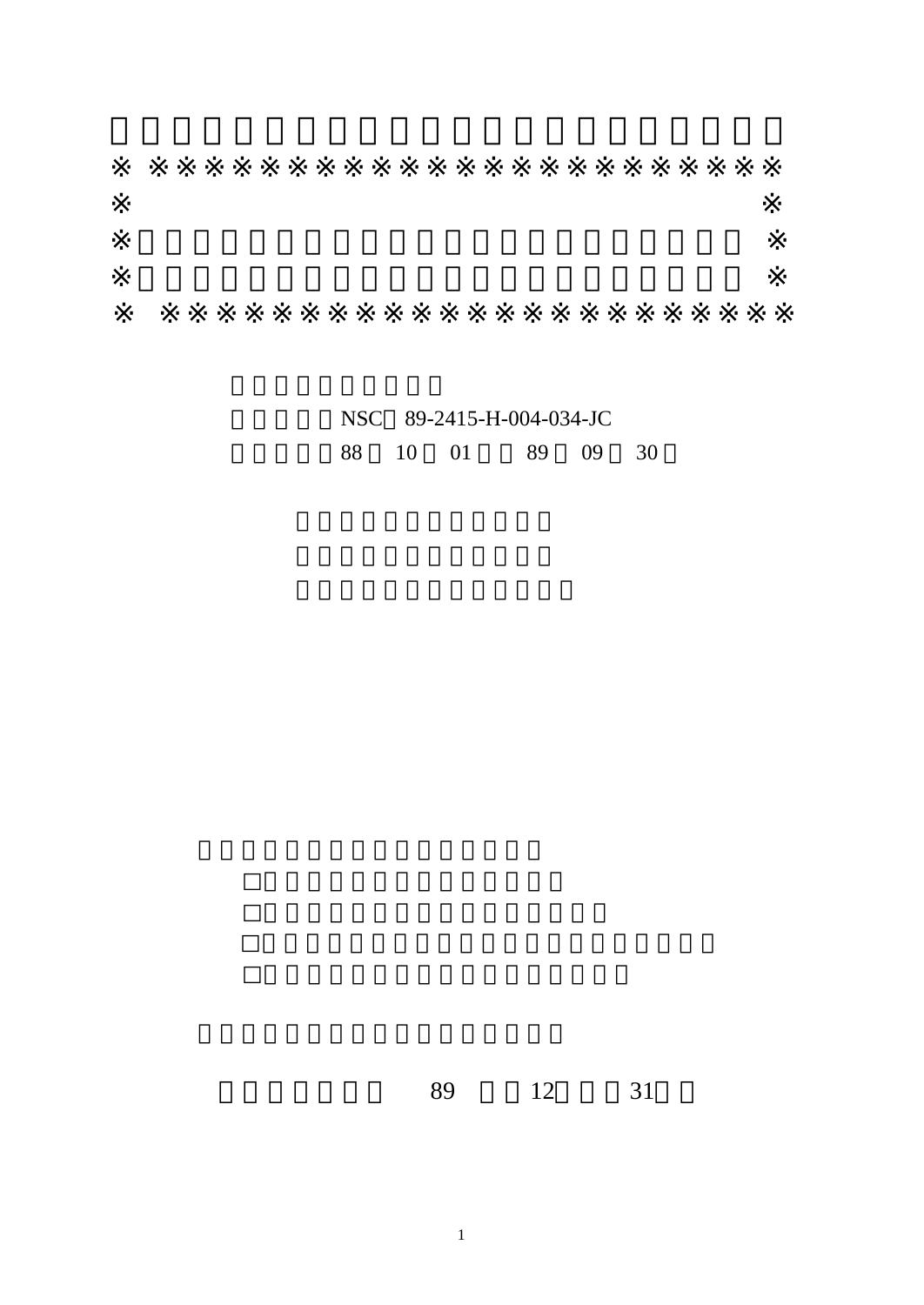※ ※※※※※※※※※※※※※※※※※※※※※※※※
※ ※
※ ※
※ ※
※ ※※※※※※※※※※※※※※※※※※※※※※※※

NSC 89-2415-H-004-034-JC

88 10 01 89 09 30

□

□

□

□

89 12 31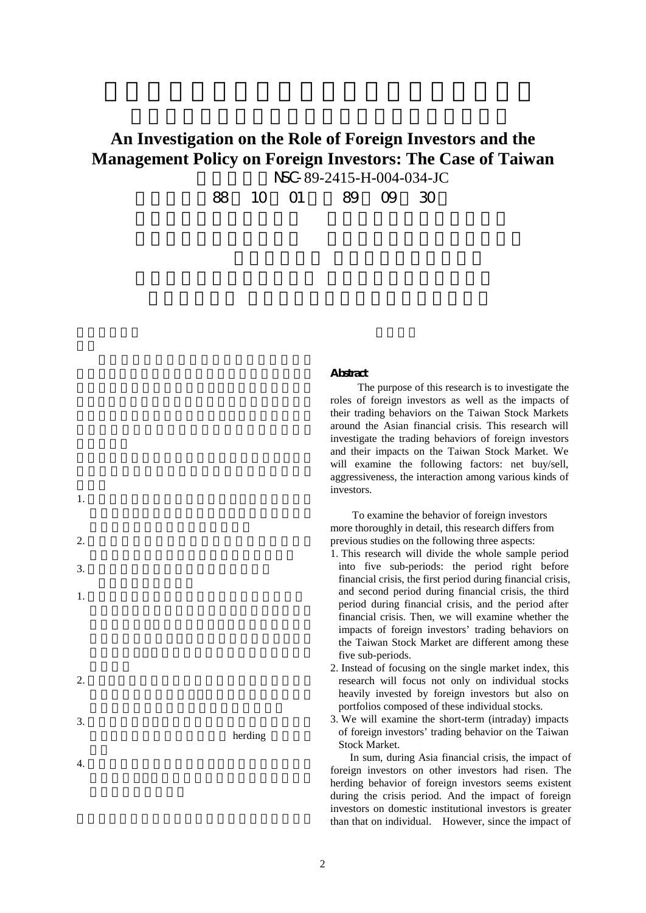# An Investigation on the Role of Foreign Investors and the Management Policy on Foreign Investors: The Case of Taiwan

NSC-89-2415-H-004-034-JC

88 10 01 89 09 30

1.

2.

3.

1.

2.

3. herding

4.

**Abstract**

The purpose of this research is to investigate the roles of foreign investors as well as the impacts of their trading behaviors on the Taiwan Stock Markets around the Asian financial crisis. This research will investigate the trading behaviors of foreign investors and their impacts on the Taiwan Stock Market. We will examine the following factors: net buy/sell, aggressiveness, the interaction among various kinds of investors.

To examine the behavior of foreign investors more thoroughly in detail, this research differs from previous studies on the following three aspects:

1. This research will divide the whole sample period into five sub-periods: the period right before financial crisis, the first period during financial crisis, and second period during financial crisis, the third period during financial crisis, and the period after financial crisis. Then, we will examine whether the impacts of foreign investors' trading behaviors on the Taiwan Stock Market are different among these five sub-periods.
2. Instead of focusing on the single market index, this research will focus not only on individual stocks heavily invested by foreign investors but also on portfolios composed of these individual stocks.
3. We will examine the short-term (intraday) impacts of foreign investors' trading behavior on the Taiwan Stock Market.

In sum, during Asia financial crisis, the impact of foreign investors on other investors had risen. The herding behavior of foreign investors seems existent during the crisis period. And the impact of foreign investors on domestic institutional investors is greater than that on individual. However, since the impact of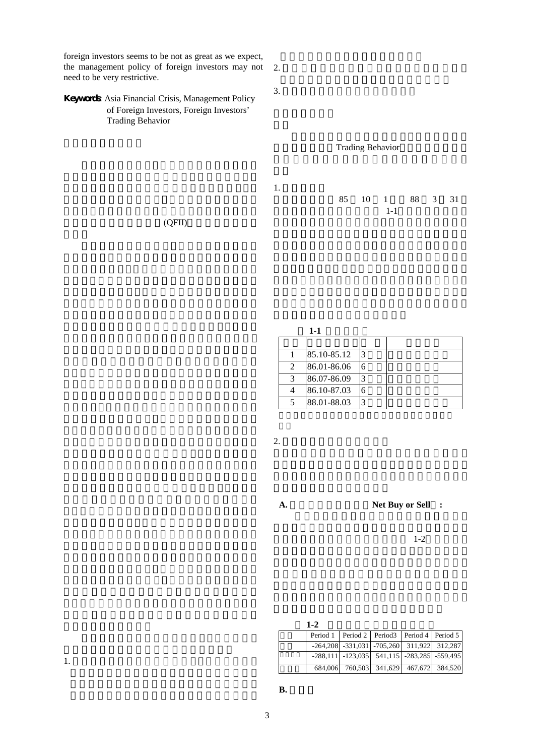foreign investors seems to be not as great as we expect, the management policy of foreign investors may not need to be very restrictive.

**Keywords**: Asia Financial Crisis, Management Policy of Foreign Investors, Foreign Investors' Trading Behavior

(QFII)

1.

2.

3.

Trading Behavior

1.

85 10 1 88 3 31

1-1

**1-1**

| | | | |
|---|---|---|---|
| 1 | 85.10-85.12 | 3 | |
| 2 | 86.01-86.06 | 6 | |
| 3 | 86.07-86.09 | 3 | |
| 4 | 86.10-87.03 | 6 | |
| 5 | 88.01-88.03 | 3 | |

2.

**A.** **Net Buy or Sell** **:**

1-2

**1-2**

| | Period 1 | Period 2 | Period3 | Period 4 | Period 5 |
|---|---|---|---|---|---|
| | -264,208 | -331,031 | -705,260 | 311,922 | 312,287 |
| | -288,111 | -123,035 | 541,115 | -283,285 | -559,495 |
| | 684,006 | 760,503 | 341,629 | 467,672 | 384,520 |

**B.**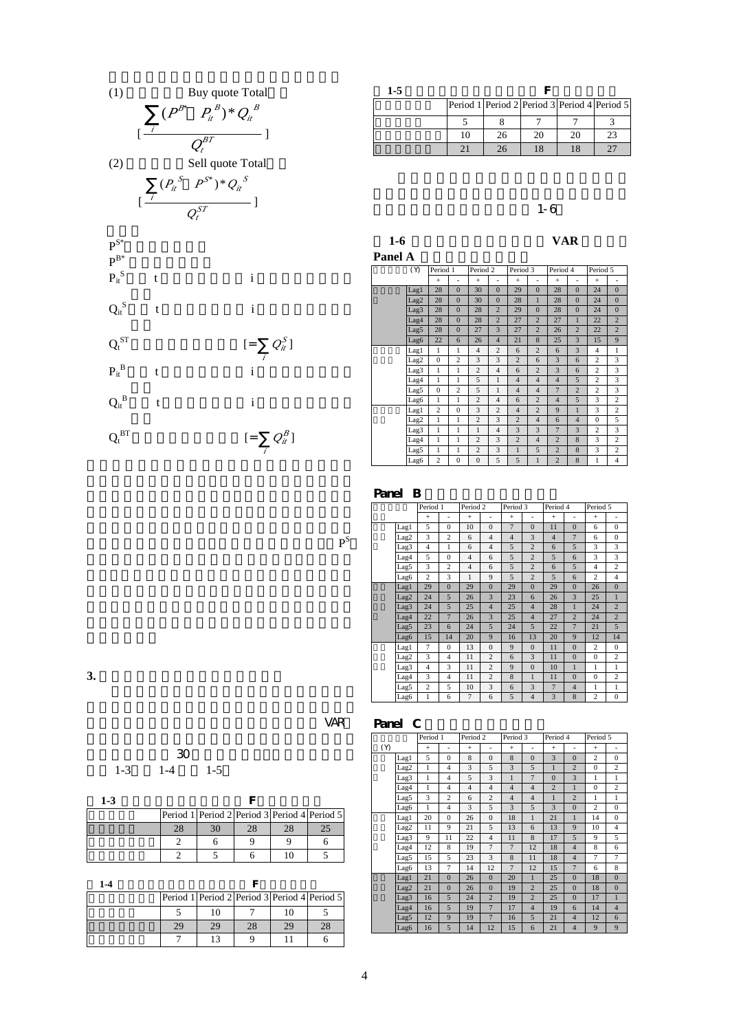(1) Buy quote Total

$$[\frac{\sum_i (P^{B*} - P_{it}^{B}) * Q_{it}^{B}}{Q_t^{BT}}]$$

(2) Sell quote Total

$$[\frac{\sum_i (P_{it}^{S} - P^{S*}) * Q_{it}^{S}}{Q_t^{ST}}]$$

$P^{S*}$

$P^{B*}$

$P_{it}^{S}$ t i

$Q_{it}^{S}$ t i

$Q_t^{ST}$ $[=\sum_i Q_{it}^{S}]$

$P_{it}^{B}$ t i

$Q_{it}^{B}$ t i

$Q_t^{BT}$ $[=\sum_i Q_{it}^{B}]$

$P^{S}$

**3.**

VAR

30

1-3 1-4 1-5

**1-3** F

| | Period 1 | Period 2 | Period 3 | Period 4 | Period 5 |
|---|---|---|---|---|---|
| | 28 | 30 | 28 | 28 | 25 |
| | 2 | 6 | 9 | 9 | 6 |
| | 2 | 5 | 6 | 10 | 5 |

**1-4** F

| | Period 1 | Period 2 | Period 3 | Period 4 | Period 5 |
|---|---|---|---|---|---|
| | 5 | 10 | 7 | 10 | 5 |
| | 29 | 29 | 28 | 29 | 28 |
| | 7 | 13 | 9 | 11 | 6 |

**1-5** F

| | Period 1 | Period 2 | Period 3 | Period 4 | Period 5 |
|---|---|---|---|---|---|
| | 5 | 8 | 7 | 7 | 3 |
| | 10 | 26 | 20 | 20 | 23 |
| | 21 | 26 | 18 | 18 | 27 |

1-6

**1-6** VAR

**Panel A**

| | (Y) | Period 1 | | Period 2 | | Period 3 | | Period 4 | | Period 5 | |
|---|---|---|---|---|---|---|---|---|---|---|---|
| | | + | - | + | - | + | - | + | - | + | - |
| | Lag1 | 28 | 0 | 30 | 0 | 29 | 0 | 28 | 0 | 24 | 0 |
| | Lag2 | 28 | 0 | 30 | 0 | 28 | 1 | 28 | 0 | 24 | 0 |
| | Lag3 | 28 | 0 | 28 | 2 | 29 | 0 | 28 | 0 | 24 | 0 |
| | Lag4 | 28 | 0 | 28 | 2 | 27 | 2 | 27 | 1 | 22 | 2 |
| | Lag5 | 28 | 0 | 27 | 3 | 27 | 2 | 26 | 2 | 22 | 2 |
| | Lag6 | 22 | 6 | 26 | 4 | 21 | 8 | 25 | 3 | 15 | 9 |
| | Lag1 | 1 | 1 | 4 | 2 | 6 | 2 | 6 | 3 | 4 | 1 |
| | Lag2 | 0 | 2 | 3 | 3 | 2 | 6 | 3 | 6 | 2 | 3 |
| | Lag3 | 1 | 1 | 2 | 4 | 6 | 2 | 3 | 6 | 2 | 3 |
| | Lag4 | 1 | 1 | 5 | 1 | 4 | 4 | 4 | 5 | 2 | 3 |
| | Lag5 | 0 | 2 | 5 | 1 | 4 | 4 | 7 | 2 | 2 | 3 |
| | Lag6 | 1 | 1 | 2 | 4 | 6 | 2 | 4 | 5 | 3 | 2 |
| | Lag1 | 2 | 0 | 3 | 2 | 4 | 2 | 9 | 1 | 3 | 2 |
| | Lag2 | 1 | 1 | 2 | 3 | 2 | 4 | 6 | 4 | 0 | 5 |
| | Lag3 | 1 | 1 | 1 | 4 | 3 | 3 | 7 | 3 | 2 | 3 |
| | Lag4 | 1 | 1 | 2 | 3 | 2 | 4 | 2 | 8 | 3 | 2 |
| | Lag5 | 1 | 1 | 2 | 3 | 1 | 5 | 2 | 8 | 3 | 2 |
| | Lag6 | 2 | 0 | 0 | 5 | 5 | 1 | 2 | 8 | 1 | 4 |

**Panel B**

| | | Period 1 | | Period 2 | | Period 3 | | Period 4 | | Period 5 | |
|---|---|---|---|---|---|---|---|---|---|---|---|
| | | + | - | + | - | + | - | + | - | + | - |
| | Lag1 | 5 | 0 | 10 | 0 | 7 | 0 | 11 | 0 | 6 | 0 |
| | Lag2 | 3 | 2 | 6 | 4 | 4 | 3 | 4 | 7 | 6 | 0 |
| | Lag3 | 4 | 1 | 6 | 4 | 5 | 2 | 6 | 5 | 3 | 3 |
| | Lag4 | 5 | 0 | 4 | 6 | 5 | 2 | 5 | 6 | 3 | 3 |
| | Lag5 | 3 | 2 | 4 | 6 | 5 | 2 | 6 | 5 | 4 | 2 |
| | Lag6 | 2 | 3 | 1 | 9 | 5 | 2 | 5 | 6 | 2 | 4 |
| | Lag1 | 29 | 0 | 29 | 0 | 29 | 0 | 29 | 0 | 26 | 0 |
| | Lag2 | 24 | 5 | 26 | 3 | 23 | 6 | 26 | 3 | 25 | 1 |
| | Lag3 | 24 | 5 | 25 | 4 | 25 | 4 | 28 | 1 | 24 | 2 |
| | Lag4 | 22 | 7 | 26 | 3 | 25 | 4 | 27 | 2 | 24 | 2 |
| | Lag5 | 23 | 6 | 24 | 5 | 24 | 5 | 22 | 7 | 21 | 5 |
| | Lag6 | 15 | 14 | 20 | 9 | 16 | 13 | 20 | 9 | 12 | 14 |
| | Lag1 | 7 | 0 | 13 | 0 | 9 | 0 | 11 | 0 | 2 | 0 |
| | Lag2 | 3 | 4 | 11 | 2 | 6 | 3 | 11 | 0 | 0 | 2 |
| | Lag3 | 4 | 3 | 11 | 2 | 9 | 0 | 10 | 1 | 1 | 1 |
| | Lag4 | 3 | 4 | 11 | 2 | 8 | 1 | 11 | 0 | 0 | 2 |
| | Lag5 | 2 | 5 | 10 | 3 | 6 | 3 | 7 | 4 | 1 | 1 |
| | Lag6 | 1 | 6 | 7 | 6 | 5 | 4 | 3 | 8 | 2 | 0 |

**Panel C**

| | | Period 1 | | Period 2 | | Period 3 | | Period 4 | | Period 5 | |
|---|---|---|---|---|---|---|---|---|---|---|---|
| (Y) | | + | - | + | - | + | - | + | - | + | - |
| | Lag1 | 5 | 0 | 8 | 0 | 8 | 0 | 3 | 0 | 2 | 0 |
| | Lag2 | 1 | 4 | 3 | 5 | 3 | 5 | 1 | 2 | 0 | 2 |
| | Lag3 | 1 | 4 | 5 | 3 | 1 | 7 | 0 | 3 | 1 | 1 |
| | Lag4 | 1 | 4 | 4 | 4 | 4 | 4 | 2 | 1 | 0 | 2 |
| | Lag5 | 3 | 2 | 6 | 2 | 4 | 4 | 1 | 2 | 1 | 1 |
| | Lag6 | 1 | 4 | 3 | 5 | 3 | 5 | 3 | 0 | 2 | 0 |
| | Lag1 | 20 | 0 | 26 | 0 | 18 | 1 | 21 | 1 | 14 | 0 |
| | Lag2 | 11 | 9 | 21 | 5 | 13 | 6 | 13 | 9 | 10 | 4 |
| | Lag3 | 9 | 11 | 22 | 4 | 11 | 8 | 17 | 5 | 9 | 5 |
| | Lag4 | 12 | 8 | 19 | 7 | 7 | 12 | 18 | 4 | 8 | 6 |
| | Lag5 | 15 | 5 | 23 | 3 | 8 | 11 | 18 | 4 | 7 | 7 |
| | Lag6 | 13 | 7 | 14 | 12 | 7 | 12 | 15 | 7 | 6 | 8 |
| | Lag1 | 21 | 0 | 26 | 0 | 20 | 1 | 25 | 0 | 18 | 0 |
| | Lag2 | 21 | 0 | 26 | 0 | 19 | 2 | 25 | 0 | 18 | 0 |
| | Lag3 | 16 | 5 | 24 | 2 | 19 | 2 | 25 | 0 | 17 | 1 |
| | Lag4 | 16 | 5 | 19 | 7 | 17 | 4 | 19 | 6 | 14 | 4 |
| | Lag5 | 12 | 9 | 19 | 7 | 16 | 5 | 21 | 4 | 12 | 6 |
| | Lag6 | 16 | 5 | 14 | 12 | 15 | 6 | 21 | 4 | 9 | 9 |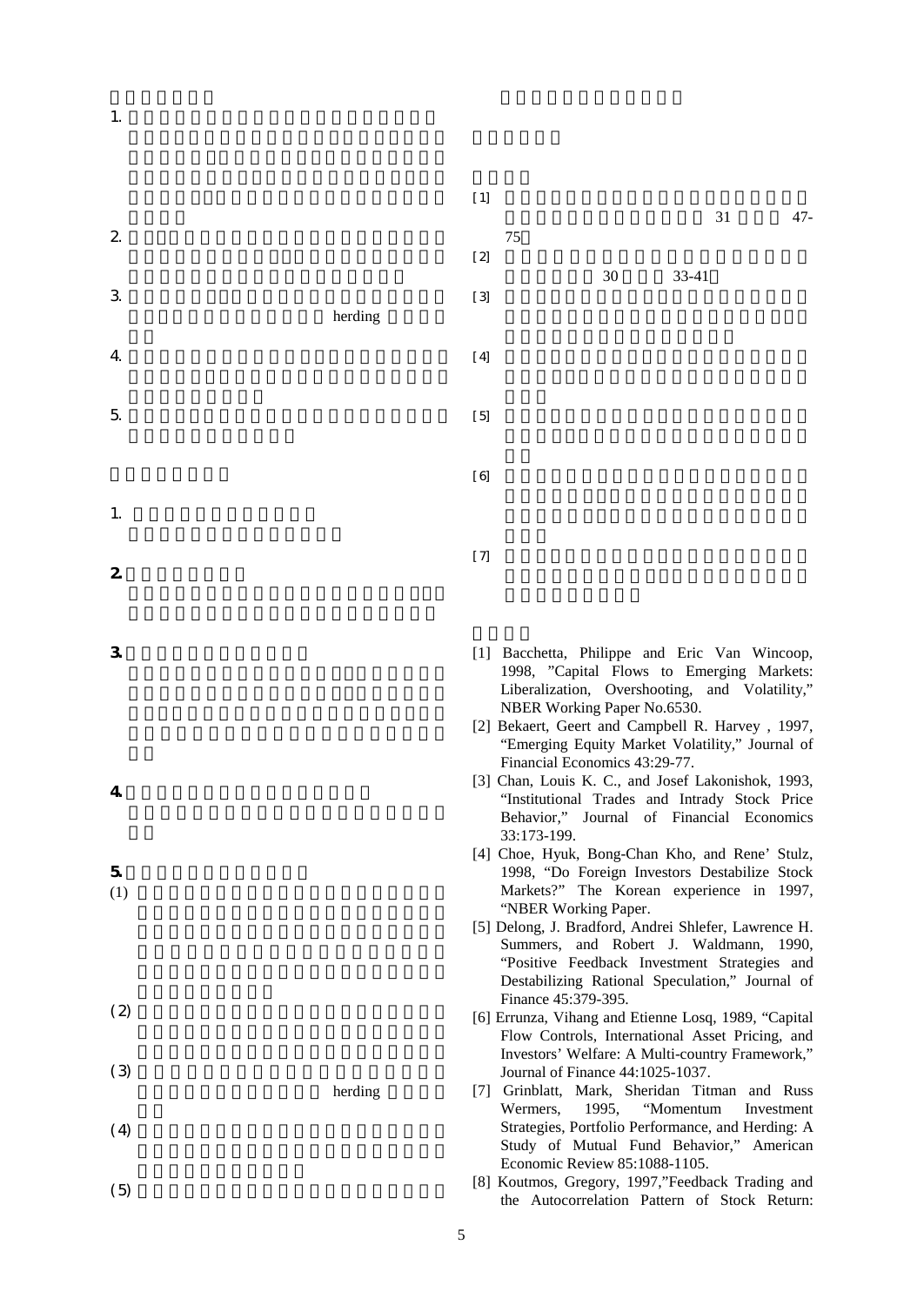1.

2.

3. herding

4.

5.

1.

2

3

4

5

(1)

(2)

(3) herding

(4)

(5)

[1] 31 47-75

[2] 30 33-41

[3]

[4]

[5]

[6]

[7]

[1] Bacchetta, Philippe and Eric Van Wincoop, 1998, "Capital Flows to Emerging Markets: Liberalization, Overshooting, and Volatility," NBER Working Paper No.6530.

[2] Bekaert, Geert and Campbell R. Harvey , 1997, "Emerging Equity Market Volatility," Journal of Financial Economics 43:29-77.

[3] Chan, Louis K. C., and Josef Lakonishok, 1993, "Institutional Trades and Intrady Stock Price Behavior," Journal of Financial Economics 33:173-199.

[4] Choe, Hyuk, Bong-Chan Kho, and Rene' Stulz, 1998, "Do Foreign Investors Destabilize Stock Markets?" The Korean experience in 1997, "NBER Working Paper.

[5] Delong, J. Bradford, Andrei Shlefer, Lawrence H. Summers, and Robert J. Waldmann, 1990, "Positive Feedback Investment Strategies and Destabilizing Rational Speculation," Journal of Finance 45:379-395.

[6] Errunza, Vihang and Etienne Losq, 1989, "Capital Flow Controls, International Asset Pricing, and Investors' Welfare: A Multi-country Framework," Journal of Finance 44:1025-1037.

[7] Grinblatt, Mark, Sheridan Titman and Russ Wermers, 1995, "Momentum Investment Strategies, Portfolio Performance, and Herding: A Study of Mutual Fund Behavior," American Economic Review 85:1088-1105.

[8] Koutmos, Gregory, 1997,"Feedback Trading and the Autocorrelation Pattern of Stock Return: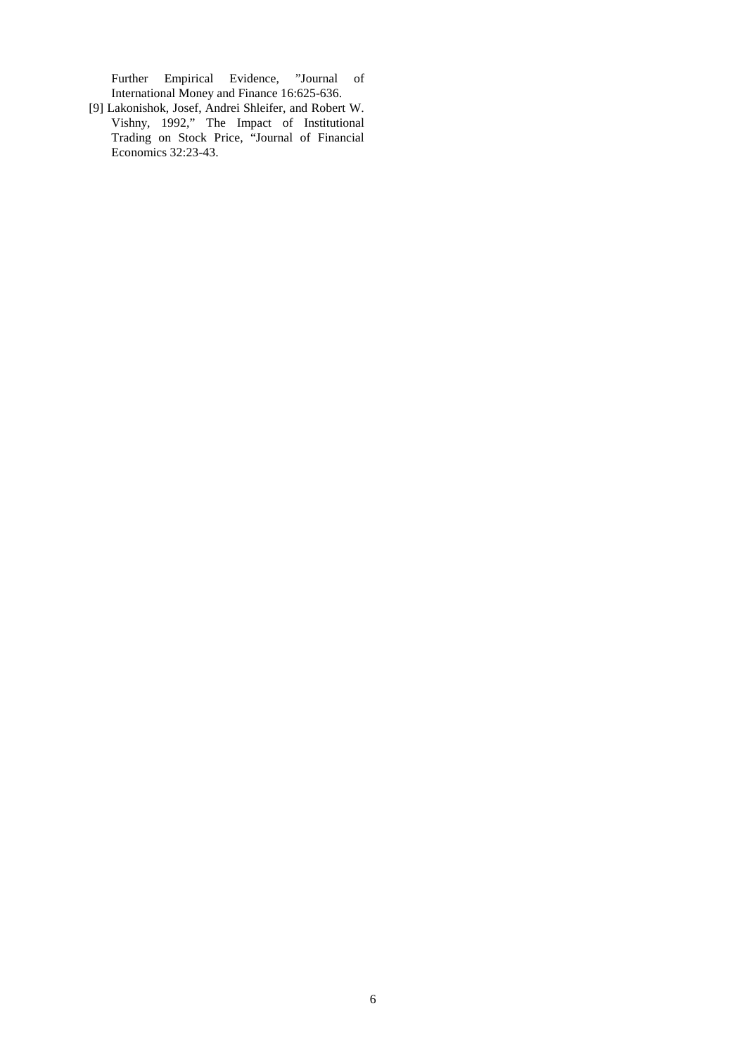Further Empirical Evidence, "Journal of International Money and Finance 16:625-636.

[9] Lakonishok, Josef, Andrei Shleifer, and Robert W. Vishny, 1992," The Impact of Institutional Trading on Stock Price, "Journal of Financial Economics 32:23-43.